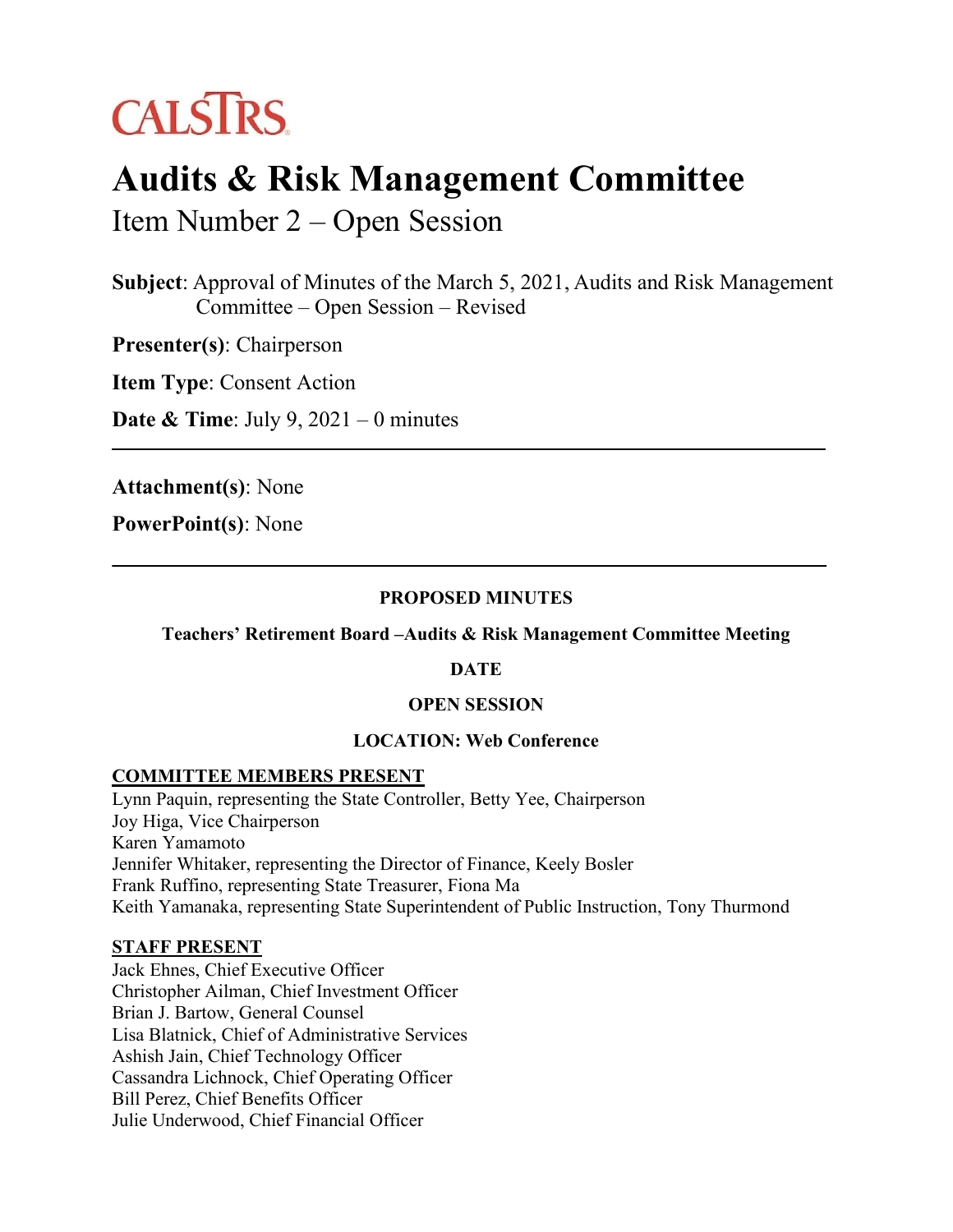CALSTRS

# Audits & Risk Management Committee

## Item Number 2 – Open Session

**Subject**: Approval of Minutes of the March 5, 2021, Audits and Risk Management Committee – Open Session – Revised

**Presenter(s)**: Chairperson

**Item Type**: Consent Action

**Date & Time**: July 9, 2021 – 0 minutes

---

**Attachment(s)**: None

**PowerPoint(s)**: None

---

**PROPOSED MINUTES**

**Teachers' Retirement Board –Audits & Risk Management Committee Meeting**

**DATE**

**OPEN SESSION**

**LOCATION: Web Conference**

**COMMITTEE MEMBERS PRESENT**

Lynn Paquin, representing the State Controller, Betty Yee, Chairperson
Joy Higa, Vice Chairperson
Karen Yamamoto
Jennifer Whitaker, representing the Director of Finance, Keely Bosler
Frank Ruffino, representing State Treasurer, Fiona Ma
Keith Yamanaka, representing State Superintendent of Public Instruction, Tony Thurmond

**STAFF PRESENT**

Jack Ehnes, Chief Executive Officer
Christopher Ailman, Chief Investment Officer
Brian J. Bartow, General Counsel
Lisa Blatnick, Chief of Administrative Services
Ashish Jain, Chief Technology Officer
Cassandra Lichnock, Chief Operating Officer
Bill Perez, Chief Benefits Officer
Julie Underwood, Chief Financial Officer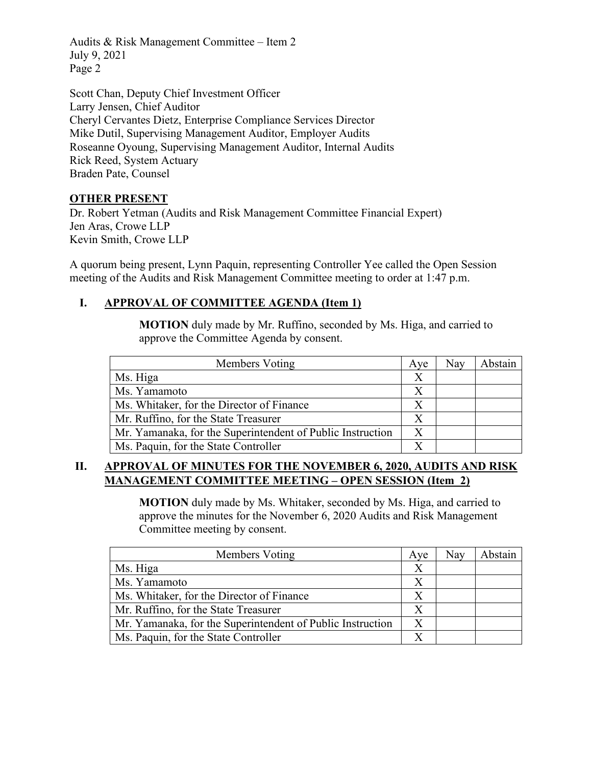Scott Chan, Deputy Chief Investment Officer
Larry Jensen, Chief Auditor
Cheryl Cervantes Dietz, Enterprise Compliance Services Director
Mike Dutil, Supervising Management Auditor, Employer Audits
Roseanne Oyoung, Supervising Management Auditor, Internal Audits
Rick Reed, System Actuary
Braden Pate, Counsel

**OTHER PRESENT**

Dr. Robert Yetman (Audits and Risk Management Committee Financial Expert)
Jen Aras, Crowe LLP
Kevin Smith, Crowe LLP

A quorum being present, Lynn Paquin, representing Controller Yee called the Open Session meeting of the Audits and Risk Management Committee meeting to order at 1:47 p.m.

## I. APPROVAL OF COMMITTEE AGENDA (Item 1)

**MOTION** duly made by Mr. Ruffino, seconded by Ms. Higa, and carried to approve the Committee Agenda by consent.

| Members Voting | Aye | Nay | Abstain |
|---|---|---|---|
| Ms. Higa | X | | |
| Ms. Yamamoto | X | | |
| Ms. Whitaker, for the Director of Finance | X | | |
| Mr. Ruffino, for the State Treasurer | X | | |
| Mr. Yamanaka, for the Superintendent of Public Instruction | X | | |
| Ms. Paquin, for the State Controller | X | | |

## II. APPROVAL OF MINUTES FOR THE NOVEMBER 6, 2020, AUDITS AND RISK MANAGEMENT COMMITTEE MEETING – OPEN SESSION (Item 2)

**MOTION** duly made by Ms. Whitaker, seconded by Ms. Higa, and carried to approve the minutes for the November 6, 2020 Audits and Risk Management Committee meeting by consent.

| Members Voting | Aye | Nay | Abstain |
|---|---|---|---|
| Ms. Higa | X | | |
| Ms. Yamamoto | X | | |
| Ms. Whitaker, for the Director of Finance | X | | |
| Mr. Ruffino, for the State Treasurer | X | | |
| Mr. Yamanaka, for the Superintendent of Public Instruction | X | | |
| Ms. Paquin, for the State Controller | X | | |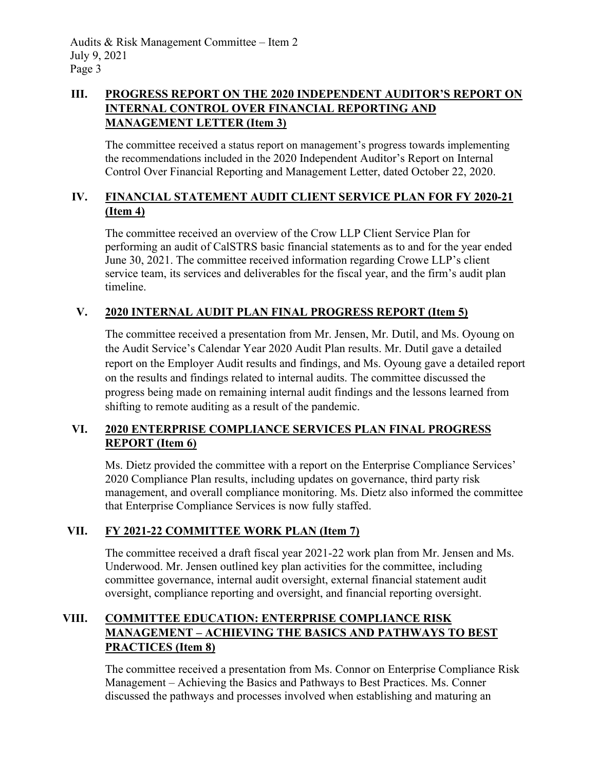## III. PROGRESS REPORT ON THE 2020 INDEPENDENT AUDITOR'S REPORT ON INTERNAL CONTROL OVER FINANCIAL REPORTING AND MANAGEMENT LETTER (Item 3)

The committee received a status report on management's progress towards implementing the recommendations included in the 2020 Independent Auditor's Report on Internal Control Over Financial Reporting and Management Letter, dated October 22, 2020.

## IV. FINANCIAL STATEMENT AUDIT CLIENT SERVICE PLAN FOR FY 2020-21 (Item 4)

The committee received an overview of the Crow LLP Client Service Plan for performing an audit of CalSTRS basic financial statements as to and for the year ended June 30, 2021. The committee received information regarding Crowe LLP's client service team, its services and deliverables for the fiscal year, and the firm's audit plan timeline.

## V. 2020 INTERNAL AUDIT PLAN FINAL PROGRESS REPORT (Item 5)

The committee received a presentation from Mr. Jensen, Mr. Dutil, and Ms. Oyoung on the Audit Service's Calendar Year 2020 Audit Plan results. Mr. Dutil gave a detailed report on the Employer Audit results and findings, and Ms. Oyoung gave a detailed report on the results and findings related to internal audits. The committee discussed the progress being made on remaining internal audit findings and the lessons learned from shifting to remote auditing as a result of the pandemic.

## VI. 2020 ENTERPRISE COMPLIANCE SERVICES PLAN FINAL PROGRESS REPORT (Item 6)

Ms. Dietz provided the committee with a report on the Enterprise Compliance Services' 2020 Compliance Plan results, including updates on governance, third party risk management, and overall compliance monitoring. Ms. Dietz also informed the committee that Enterprise Compliance Services is now fully staffed.

## VII. FY 2021-22 COMMITTEE WORK PLAN (Item 7)

The committee received a draft fiscal year 2021-22 work plan from Mr. Jensen and Ms. Underwood. Mr. Jensen outlined key plan activities for the committee, including committee governance, internal audit oversight, external financial statement audit oversight, compliance reporting and oversight, and financial reporting oversight.

## VIII. COMMITTEE EDUCATION: ENTERPRISE COMPLIANCE RISK MANAGEMENT – ACHIEVING THE BASICS AND PATHWAYS TO BEST PRACTICES (Item 8)

The committee received a presentation from Ms. Connor on Enterprise Compliance Risk Management – Achieving the Basics and Pathways to Best Practices. Ms. Conner discussed the pathways and processes involved when establishing and maturing an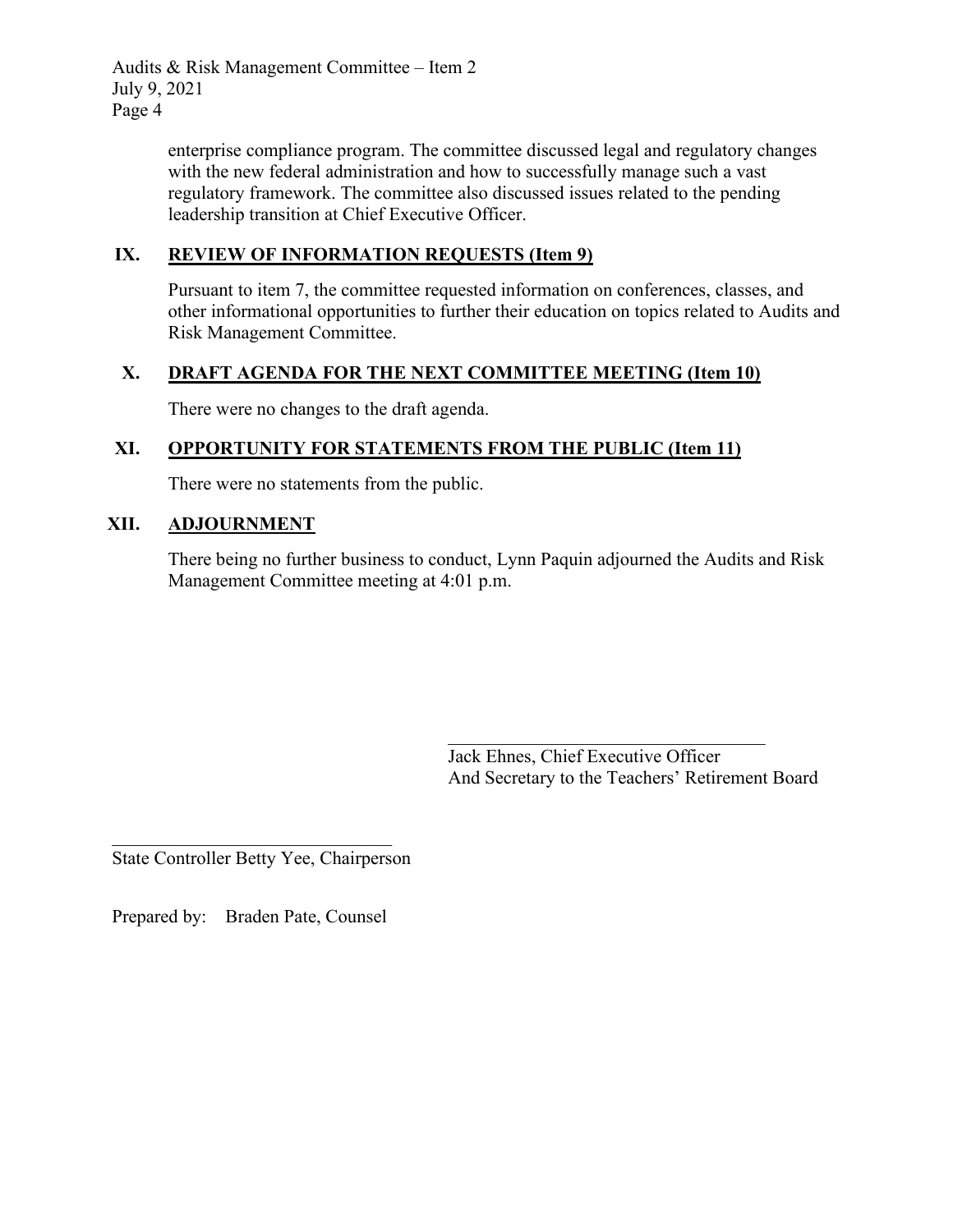enterprise compliance program. The committee discussed legal and regulatory changes with the new federal administration and how to successfully manage such a vast regulatory framework. The committee also discussed issues related to the pending leadership transition at Chief Executive Officer.

## IX. REVIEW OF INFORMATION REQUESTS (Item 9)

Pursuant to item 7, the committee requested information on conferences, classes, and other informational opportunities to further their education on topics related to Audits and Risk Management Committee.

## X. DRAFT AGENDA FOR THE NEXT COMMITTEE MEETING (Item 10)

There were no changes to the draft agenda.

## XI. OPPORTUNITY FOR STATEMENTS FROM THE PUBLIC (Item 11)

There were no statements from the public.

## XII. ADJOURNMENT

There being no further business to conduct, Lynn Paquin adjourned the Audits and Risk Management Committee meeting at 4:01 p.m.

\_\_\_\_\_\_\_\_\_\_\_\_\_\_\_\_\_\_\_\_\_\_\_\_\_\_\_\_\_\_\_\_\_\_
Jack Ehnes, Chief Executive Officer
And Secretary to the Teachers' Retirement Board

\_\_\_\_\_\_\_\_\_\_\_\_\_\_\_\_\_\_\_\_\_\_\_\_\_\_\_\_\_\_\_\_\_\_
State Controller Betty Yee, Chairperson

Prepared by: Braden Pate, Counsel